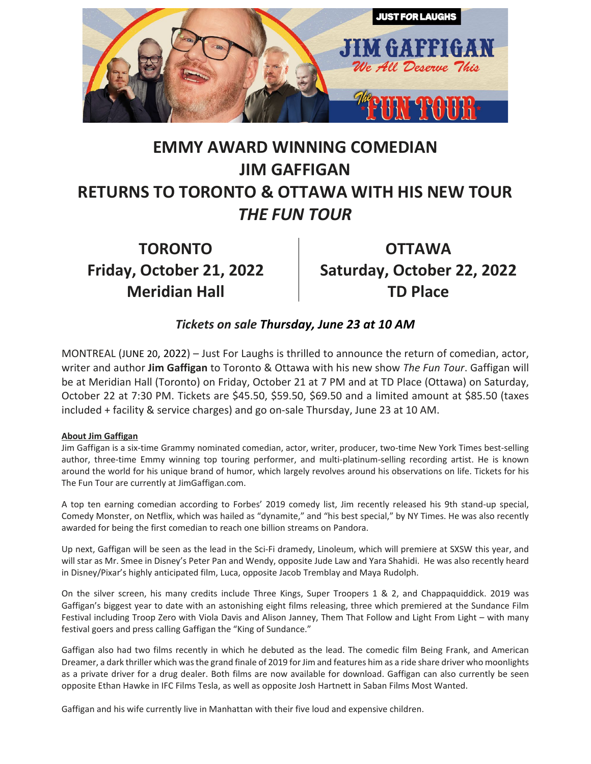# EMMY AWARD WINNING COMEDIAN
# JIM GAFFIGAN
# RETURNS TO TORONTO & OTTAWA WITH HIS NEW TOUR
# *THE FUN TOUR*

**TORONTO**
**Friday, October 21, 2022**
**Meridian Hall**

**OTTAWA**
**Saturday, October 22, 2022**
**TD Place**

***Tickets on sale Thursday, June 23 at 10 AM***

MONTREAL (JUNE 20, 2022) – Just For Laughs is thrilled to announce the return of comedian, actor, writer and author **Jim Gaffigan** to Toronto & Ottawa with his new show *The Fun Tour*. Gaffigan will be at Meridian Hall (Toronto) on Friday, October 21 at 7 PM and at TD Place (Ottawa) on Saturday, October 22 at 7:30 PM. Tickets are $45.50, $59.50, $69.50 and a limited amount at $85.50 (taxes included + facility & service charges) and go on-sale Thursday, June 23 at 10 AM.

**About Jim Gaffigan**

Jim Gaffigan is a six-time Grammy nominated comedian, actor, writer, producer, two-time New York Times best-selling author, three-time Emmy winning top touring performer, and multi-platinum-selling recording artist. He is known around the world for his unique brand of humor, which largely revolves around his observations on life. Tickets for his The Fun Tour are currently at JimGaffigan.com.

A top ten earning comedian according to Forbes' 2019 comedy list, Jim recently released his 9th stand-up special, Comedy Monster, on Netflix, which was hailed as "dynamite," and "his best special," by NY Times. He was also recently awarded for being the first comedian to reach one billion streams on Pandora.

Up next, Gaffigan will be seen as the lead in the Sci-Fi dramedy, Linoleum, which will premiere at SXSW this year, and will star as Mr. Smee in Disney's Peter Pan and Wendy, opposite Jude Law and Yara Shahidi. He was also recently heard in Disney/Pixar's highly anticipated film, Luca, opposite Jacob Tremblay and Maya Rudolph.

On the silver screen, his many credits include Three Kings, Super Troopers 1 & 2, and Chappaquiddick. 2019 was Gaffigan's biggest year to date with an astonishing eight films releasing, three which premiered at the Sundance Film Festival including Troop Zero with Viola Davis and Alison Janney, Them That Follow and Light From Light – with many festival goers and press calling Gaffigan the "King of Sundance."

Gaffigan also had two films recently in which he debuted as the lead. The comedic film Being Frank, and American Dreamer, a dark thriller which was the grand finale of 2019 for Jim and features him as a ride share driver who moonlights as a private driver for a drug dealer. Both films are now available for download. Gaffigan can also currently be seen opposite Ethan Hawke in IFC Films Tesla, as well as opposite Josh Hartnett in Saban Films Most Wanted.

Gaffigan and his wife currently live in Manhattan with their five loud and expensive children.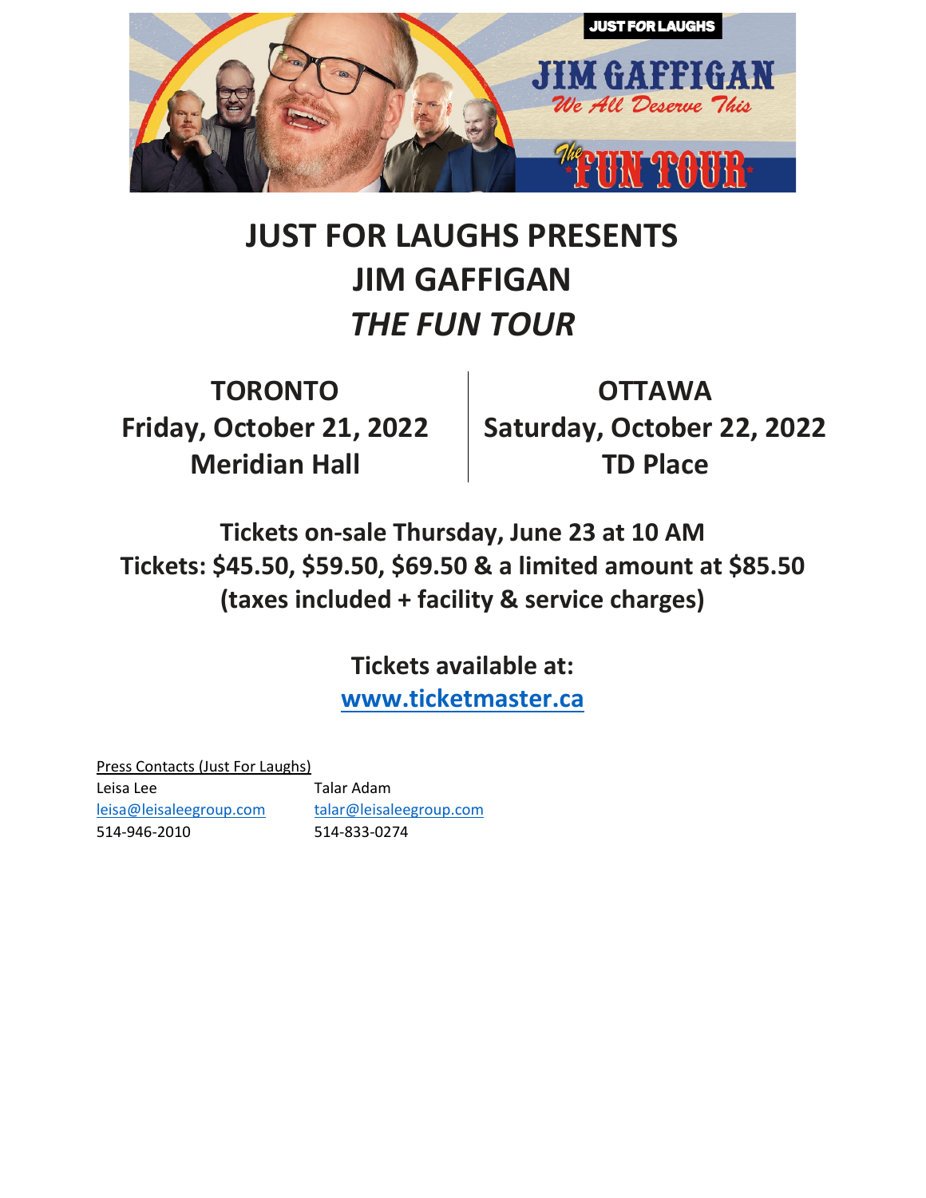# JUST FOR LAUGHS PRESENTS
# JIM GAFFIGAN
# *THE FUN TOUR*

**TORONTO**
**Friday, October 21, 2022**
**Meridian Hall**

**OTTAWA**
**Saturday, October 22, 2022**
**TD Place**

**Tickets on-sale Thursday, June 23 at 10 AM**
**Tickets: $45.50, $59.50, $69.50 & a limited amount at $85.50**
**(taxes included + facility & service charges)**

**Tickets available at:**
**[www.ticketmaster.ca](http://www.ticketmaster.ca)**

Press Contacts (Just For Laughs)

Leisa Lee
leisa@leisaleegroup.com
514-946-2010

Talar Adam
talar@leisaleegroup.com
514-833-0274